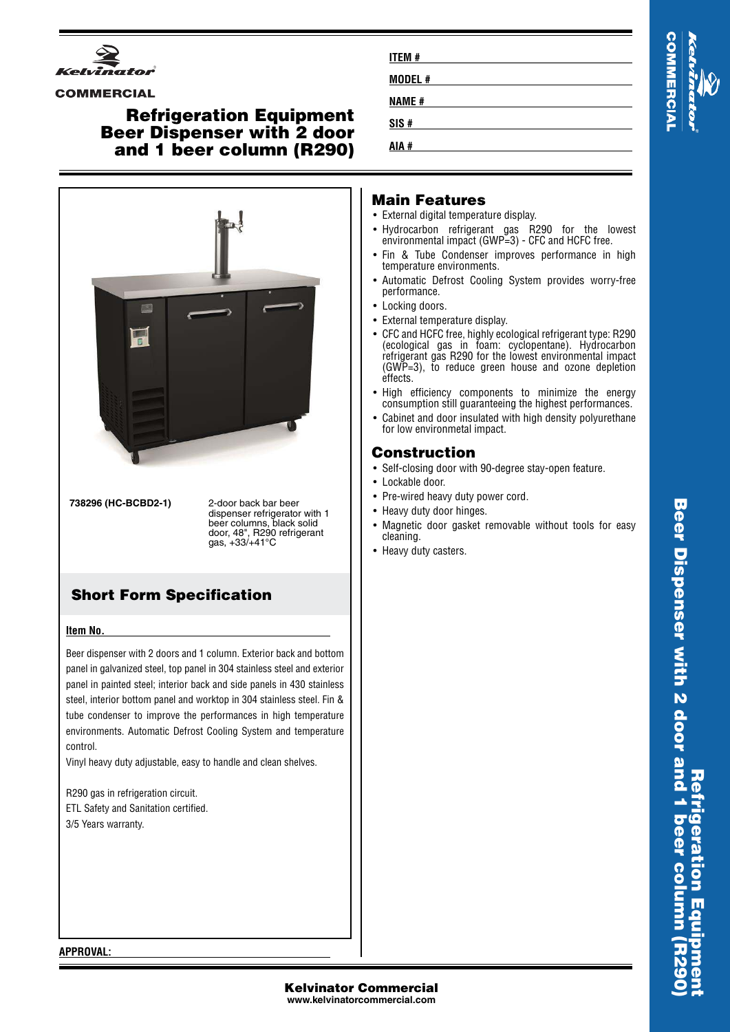**Kelvinator**

**COMMERCIAL**

# Refrigeration Equipment
# Beer Dispenser with 2 door and 1 beer column (R290)

**ITEM #** 

**MODEL #** 

**NAME #** 

**SIS #** 

**AIA #** 

**738296 (HC-BCBD2-1)** — 2-door back bar beer dispenser refrigerator with 1 beer columns, black solid door, 48", R290 refrigerant gas, +33/+41°C

## Short Form Specification

**Item No.** 

Beer dispenser with 2 doors and 1 column. Exterior back and bottom panel in galvanized steel, top panel in 304 stainless steel and exterior panel in painted steel; interior back and side panels in 430 stainless steel, interior bottom panel and worktop in 304 stainless steel. Fin & tube condenser to improve the performances in high temperature environments. Automatic Defrost Cooling System and temperature control.

Vinyl heavy duty adjustable, easy to handle and clean shelves.

R290 gas in refrigeration circuit.
ETL Safety and Sanitation certified.
3/5 Years warranty.

**APPROVAL:** 

## Main Features

- External digital temperature display.
- Hydrocarbon refrigerant gas R290 for the lowest environmental impact (GWP=3) - CFC and HCFC free.
- Fin & Tube Condenser improves performance in high temperature environments.
- Automatic Defrost Cooling System provides worry-free performance.
- Locking doors.
- External temperature display.
- CFC and HCFC free, highly ecological refrigerant type: R290 (ecological gas in foam: cyclopentane). Hydrocarbon refrigerant gas R290 for the lowest environmental impact (GWP=3), to reduce green house and ozone depletion effects.
- High efficiency components to minimize the energy consumption still guaranteeing the highest performances.
- Cabinet and door insulated with high density polyurethane for low environmetal impact.

## Construction

- Self-closing door with 90-degree stay-open feature.
- Lockable door.
- Pre-wired heavy duty power cord.
- Heavy duty door hinges.
- Magnetic door gasket removable without tools for easy cleaning.
- Heavy duty casters.

**Kelvinator Commercial**
**www.kelvinatorcommercial.com**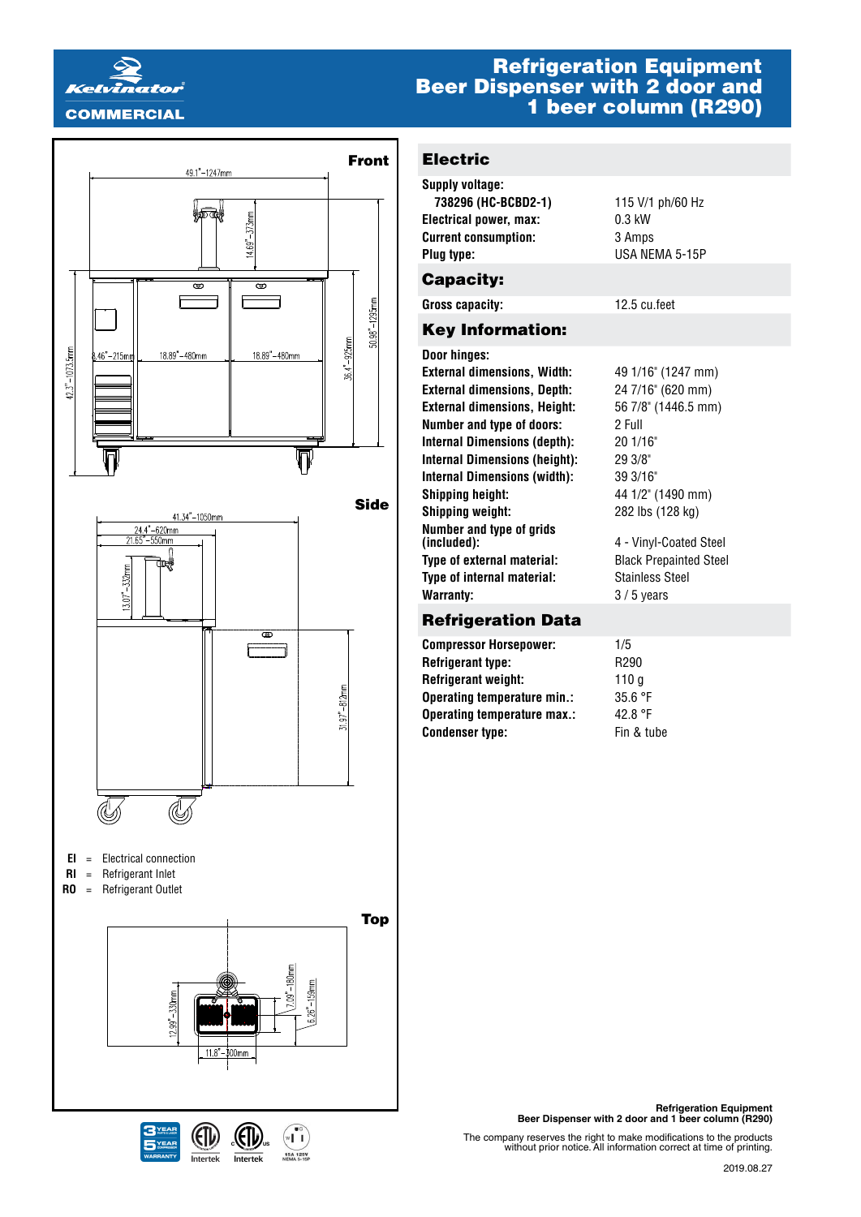# Refrigeration Equipment
# Beer Dispenser with 2 door and 1 beer column (R290)

Kelvinator COMMERCIAL

**Front**

49.1"–1247mm
14.69"–373mm
50.98"–1295mm
36.4"–925mm
42.3"–1073.5mm
8.46"–215mm
18.89"–480mm
18.89"–480mm

**Side**

41.34"–1050mm
24.4"–620mm
21.65"–550mm
13.07"–332mm
31.97"–812mm

EI = Electrical connection
RI = Refrigerant Inlet
RO = Refrigerant Outlet

**Top**

12.99"–330mm
7.09"–180mm
6.26"–159mm
11.8"–300mm

## Electric

| | |
|---|---|
| **Supply voltage:** | |
| **738296 (HC-BCBD2-1)** | 115 V/1 ph/60 Hz |
| **Electrical power, max:** | 0.3 kW |
| **Current consumption:** | 3 Amps |
| **Plug type:** | USA NEMA 5-15P |

## Capacity:

| | |
|---|---|
| **Gross capacity:** | 12.5 cu.feet |

## Key Information:

| | |
|---|---|
| **Door hinges:** | |
| **External dimensions, Width:** | 49 1/16" (1247 mm) |
| **External dimensions, Depth:** | 24 7/16" (620 mm) |
| **External dimensions, Height:** | 56 7/8" (1446.5 mm) |
| **Number and type of doors:** | 2 Full |
| **Internal Dimensions (depth):** | 20 1/16" |
| **Internal Dimensions (height):** | 29 3/8" |
| **Internal Dimensions (width):** | 39 3/16" |
| **Shipping height:** | 44 1/2" (1490 mm) |
| **Shipping weight:** | 282 lbs (128 kg) |
| **Number and type of grids (included):** | 4 - Vinyl-Coated Steel |
| **Type of external material:** | Black Prepainted Steel |
| **Type of internal material:** | Stainless Steel |
| **Warranty:** | 3 / 5 years |

## Refrigeration Data

| | |
|---|---|
| **Compressor Horsepower:** | 1/5 |
| **Refrigerant type:** | R290 |
| **Refrigerant weight:** | 110 g |
| **Operating temperature min.:** | 35.6 °F |
| **Operating temperature max.:** | 42.8 °F |
| **Condenser type:** | Fin & tube |

3 YEAR PARTS & LABOR
5 YEAR COMPRESSOR
WARRANTY

Intertek Intertek

15A 125V NEMA 5-15P

**Refrigeration Equipment**
**Beer Dispenser with 2 door and 1 beer column (R290)**

The company reserves the right to make modifications to the products without prior notice. All information correct at time of printing.

2019.08.27